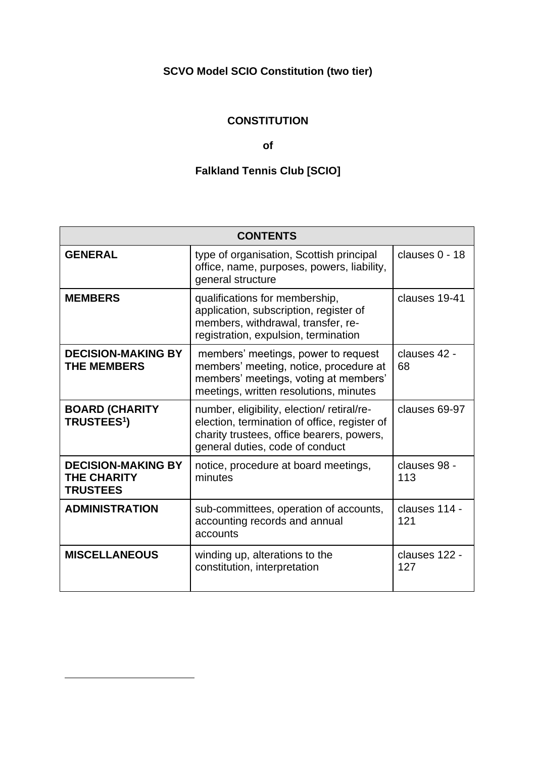**SCVO Model SCIO Constitution (two tier)**

# CONSTITUTION

**of**

# Falkland Tennis Club [SCIO]

| CONTENTS | | |
|---|---|---|
| **GENERAL** | type of organisation, Scottish principal office, name, purposes, powers, liability, general structure | clauses 0 - 18 |
| **MEMBERS** | qualifications for membership, application, subscription, register of members, withdrawal, transfer, re-registration, expulsion, termination | clauses 19-41 |
| **DECISION-MAKING BY THE MEMBERS** | members' meetings, power to request members' meeting, notice, procedure at members' meetings, voting at members' meetings, written resolutions, minutes | clauses 42 - 68 |
| **BOARD (CHARITY TRUSTEES[1])** | number, eligibility, election/ retiral/re-election, termination of office, register of charity trustees, office bearers, powers, general duties, code of conduct | clauses 69-97 |
| **DECISION-MAKING BY THE CHARITY TRUSTEES** | notice, procedure at board meetings, minutes | clauses 98 - 113 |
| **ADMINISTRATION** | sub-committees, operation of accounts, accounting records and annual accounts | clauses 114 - 121 |
| **MISCELLANEOUS** | winding up, alterations to the constitution, interpretation | clauses 122 - 127 |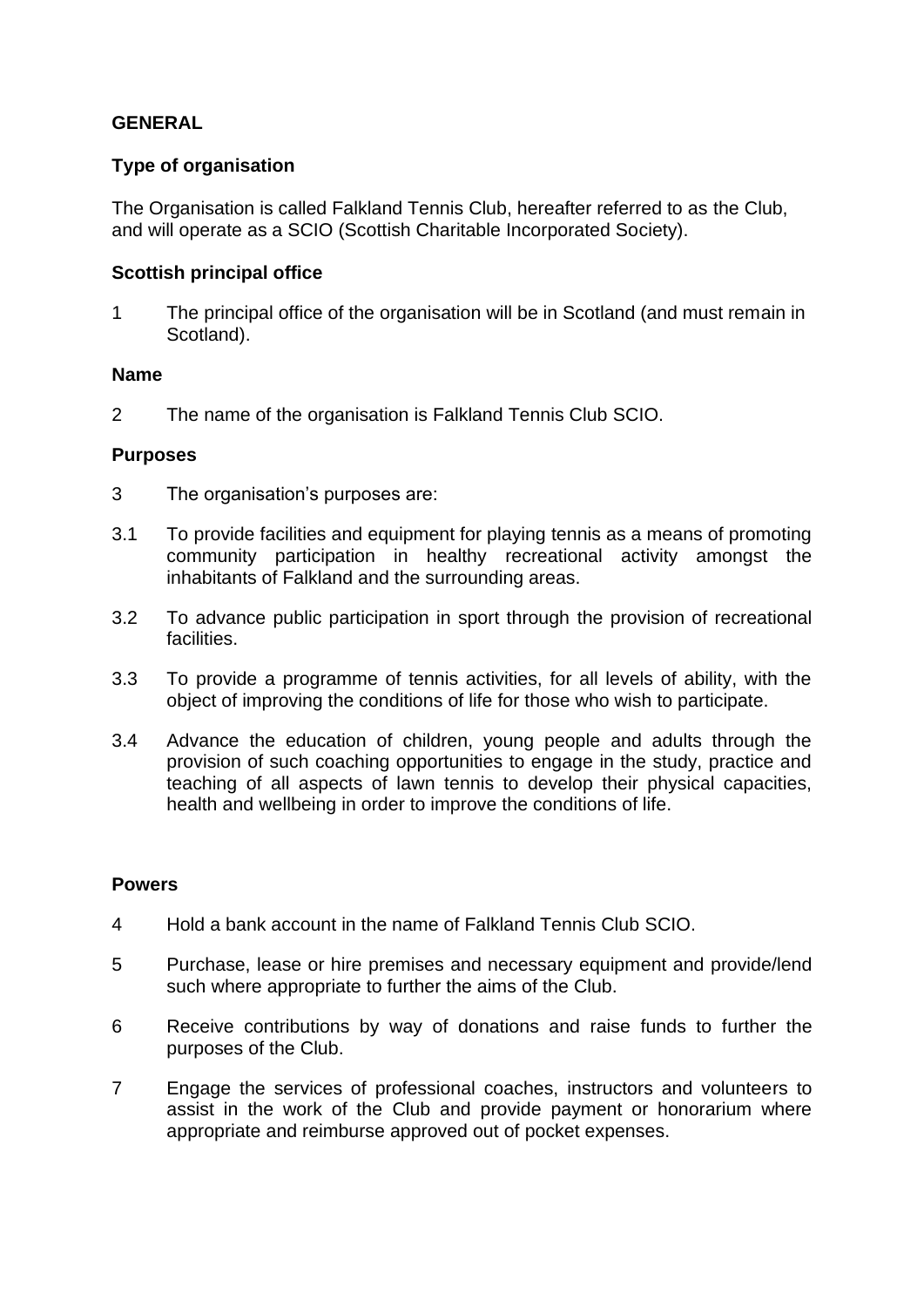## GENERAL

### Type of organisation

The Organisation is called Falkland Tennis Club, hereafter referred to as the Club, and will operate as a SCIO (Scottish Charitable Incorporated Society).

### Scottish principal office

1 The principal office of the organisation will be in Scotland (and must remain in Scotland).

### Name

2 The name of the organisation is Falkland Tennis Club SCIO.

### Purposes

3 The organisation's purposes are:

3.1 To provide facilities and equipment for playing tennis as a means of promoting community participation in healthy recreational activity amongst the inhabitants of Falkland and the surrounding areas.

3.2 To advance public participation in sport through the provision of recreational facilities.

3.3 To provide a programme of tennis activities, for all levels of ability, with the object of improving the conditions of life for those who wish to participate.

3.4 Advance the education of children, young people and adults through the provision of such coaching opportunities to engage in the study, practice and teaching of all aspects of lawn tennis to develop their physical capacities, health and wellbeing in order to improve the conditions of life.

### Powers

4 Hold a bank account in the name of Falkland Tennis Club SCIO.

5 Purchase, lease or hire premises and necessary equipment and provide/lend such where appropriate to further the aims of the Club.

6 Receive contributions by way of donations and raise funds to further the purposes of the Club.

7 Engage the services of professional coaches, instructors and volunteers to assist in the work of the Club and provide payment or honorarium where appropriate and reimburse approved out of pocket expenses.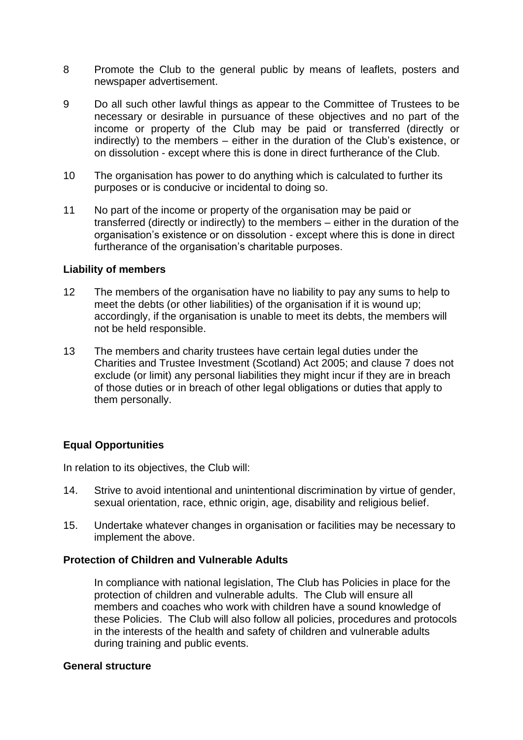8 Promote the Club to the general public by means of leaflets, posters and newspaper advertisement.

9 Do all such other lawful things as appear to the Committee of Trustees to be necessary or desirable in pursuance of these objectives and no part of the income or property of the Club may be paid or transferred (directly or indirectly) to the members – either in the duration of the Club's existence, or on dissolution - except where this is done in direct furtherance of the Club.

10 The organisation has power to do anything which is calculated to further its purposes or is conducive or incidental to doing so.

11 No part of the income or property of the organisation may be paid or transferred (directly or indirectly) to the members – either in the duration of the organisation's existence or on dissolution - except where this is done in direct furtherance of the organisation's charitable purposes.

**Liability of members**

12 The members of the organisation have no liability to pay any sums to help to meet the debts (or other liabilities) of the organisation if it is wound up; accordingly, if the organisation is unable to meet its debts, the members will not be held responsible.

13 The members and charity trustees have certain legal duties under the Charities and Trustee Investment (Scotland) Act 2005; and clause 7 does not exclude (or limit) any personal liabilities they might incur if they are in breach of those duties or in breach of other legal obligations or duties that apply to them personally.

**Equal Opportunities**

In relation to its objectives, the Club will:

14. Strive to avoid intentional and unintentional discrimination by virtue of gender, sexual orientation, race, ethnic origin, age, disability and religious belief.

15. Undertake whatever changes in organisation or facilities may be necessary to implement the above.

**Protection of Children and Vulnerable Adults**

In compliance with national legislation, The Club has Policies in place for the protection of children and vulnerable adults. The Club will ensure all members and coaches who work with children have a sound knowledge of these Policies. The Club will also follow all policies, procedures and protocols in the interests of the health and safety of children and vulnerable adults during training and public events.

**General structure**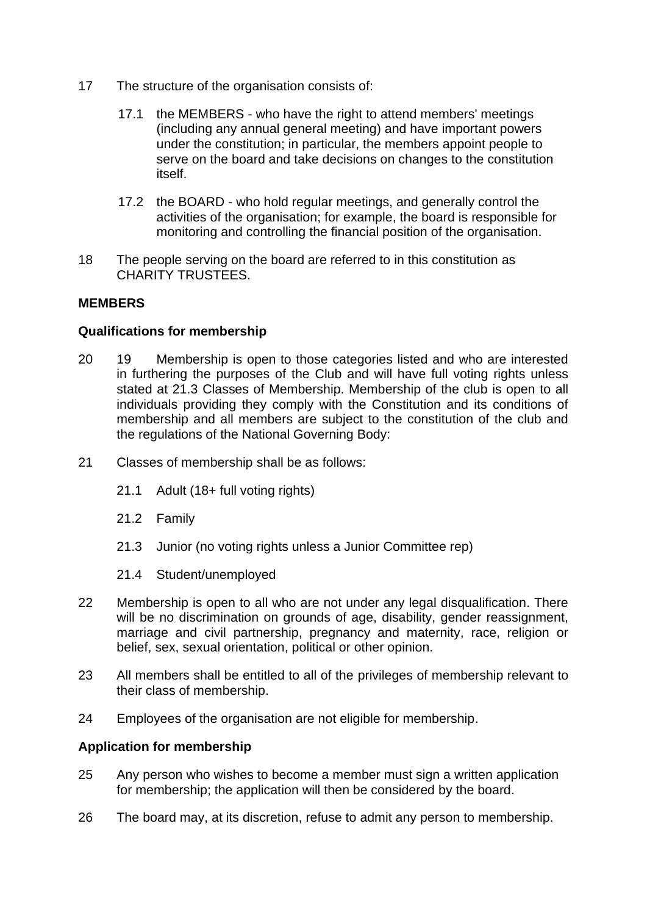17 The structure of the organisation consists of:

17.1 the MEMBERS - who have the right to attend members' meetings (including any annual general meeting) and have important powers under the constitution; in particular, the members appoint people to serve on the board and take decisions on changes to the constitution itself.

17.2 the BOARD - who hold regular meetings, and generally control the activities of the organisation; for example, the board is responsible for monitoring and controlling the financial position of the organisation.

18 The people serving on the board are referred to in this constitution as CHARITY TRUSTEES.

**MEMBERS**

**Qualifications for membership**

20 19 Membership is open to those categories listed and who are interested in furthering the purposes of the Club and will have full voting rights unless stated at 21.3 Classes of Membership. Membership of the club is open to all individuals providing they comply with the Constitution and its conditions of membership and all members are subject to the constitution of the club and the regulations of the National Governing Body:

21 Classes of membership shall be as follows:

21.1 Adult (18+ full voting rights)

21.2 Family

21.3 Junior (no voting rights unless a Junior Committee rep)

21.4 Student/unemployed

22 Membership is open to all who are not under any legal disqualification. There will be no discrimination on grounds of age, disability, gender reassignment, marriage and civil partnership, pregnancy and maternity, race, religion or belief, sex, sexual orientation, political or other opinion.

23 All members shall be entitled to all of the privileges of membership relevant to their class of membership.

24 Employees of the organisation are not eligible for membership.

**Application for membership**

25 Any person who wishes to become a member must sign a written application for membership; the application will then be considered by the board.

26 The board may, at its discretion, refuse to admit any person to membership.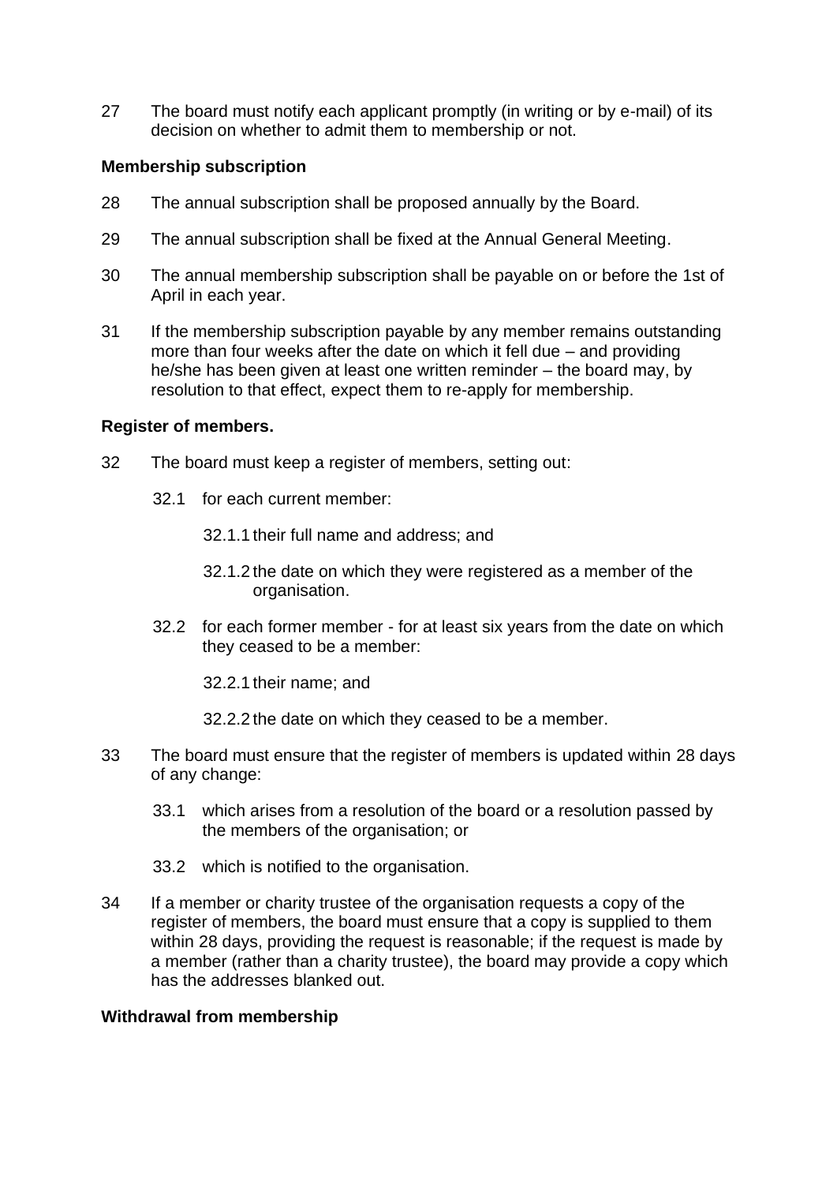27 The board must notify each applicant promptly (in writing or by e-mail) of its decision on whether to admit them to membership or not.

**Membership subscription**

28 The annual subscription shall be proposed annually by the Board.

29 The annual subscription shall be fixed at the Annual General Meeting.

30 The annual membership subscription shall be payable on or before the 1st of April in each year.

31 If the membership subscription payable by any member remains outstanding more than four weeks after the date on which it fell due – and providing he/she has been given at least one written reminder – the board may, by resolution to that effect, expect them to re-apply for membership.

**Register of members.**

32 The board must keep a register of members, setting out:

32.1 for each current member:

32.1.1 their full name and address; and

32.1.2 the date on which they were registered as a member of the organisation.

32.2 for each former member - for at least six years from the date on which they ceased to be a member:

32.2.1 their name; and

32.2.2 the date on which they ceased to be a member.

33 The board must ensure that the register of members is updated within 28 days of any change:

33.1 which arises from a resolution of the board or a resolution passed by the members of the organisation; or

33.2 which is notified to the organisation.

34 If a member or charity trustee of the organisation requests a copy of the register of members, the board must ensure that a copy is supplied to them within 28 days, providing the request is reasonable; if the request is made by a member (rather than a charity trustee), the board may provide a copy which has the addresses blanked out.

**Withdrawal from membership**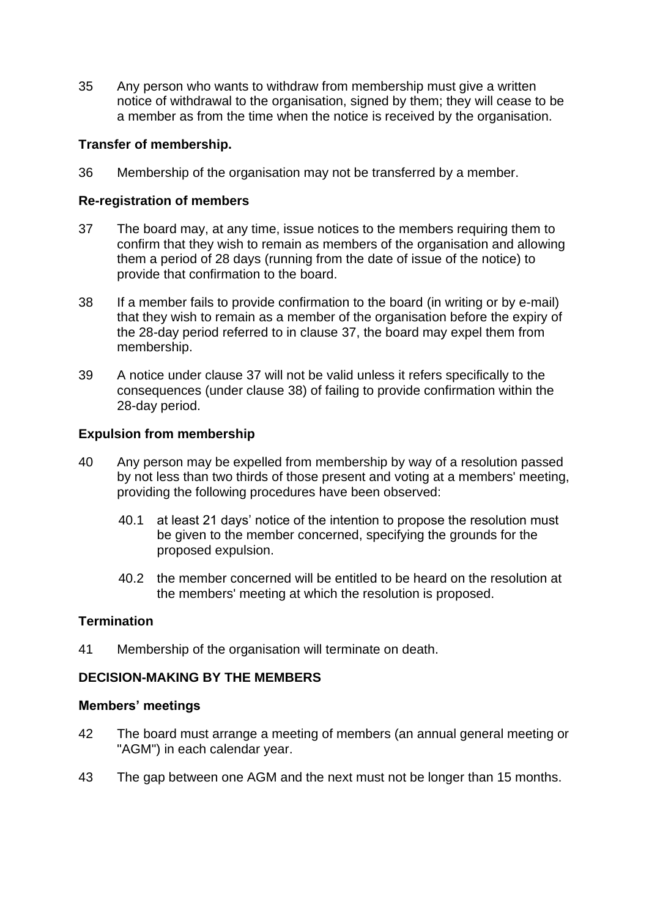35 Any person who wants to withdraw from membership must give a written notice of withdrawal to the organisation, signed by them; they will cease to be a member as from the time when the notice is received by the organisation.

**Transfer of membership.**

36 Membership of the organisation may not be transferred by a member.

**Re-registration of members**

37 The board may, at any time, issue notices to the members requiring them to confirm that they wish to remain as members of the organisation and allowing them a period of 28 days (running from the date of issue of the notice) to provide that confirmation to the board.

38 If a member fails to provide confirmation to the board (in writing or by e-mail) that they wish to remain as a member of the organisation before the expiry of the 28-day period referred to in clause 37, the board may expel them from membership.

39 A notice under clause 37 will not be valid unless it refers specifically to the consequences (under clause 38) of failing to provide confirmation within the 28-day period.

**Expulsion from membership**

40 Any person may be expelled from membership by way of a resolution passed by not less than two thirds of those present and voting at a members' meeting, providing the following procedures have been observed:

 40.1 at least 21 days' notice of the intention to propose the resolution must be given to the member concerned, specifying the grounds for the proposed expulsion.

 40.2 the member concerned will be entitled to be heard on the resolution at the members' meeting at which the resolution is proposed.

**Termination**

41 Membership of the organisation will terminate on death.

**DECISION-MAKING BY THE MEMBERS**

**Members' meetings**

42 The board must arrange a meeting of members (an annual general meeting or "AGM") in each calendar year.

43 The gap between one AGM and the next must not be longer than 15 months.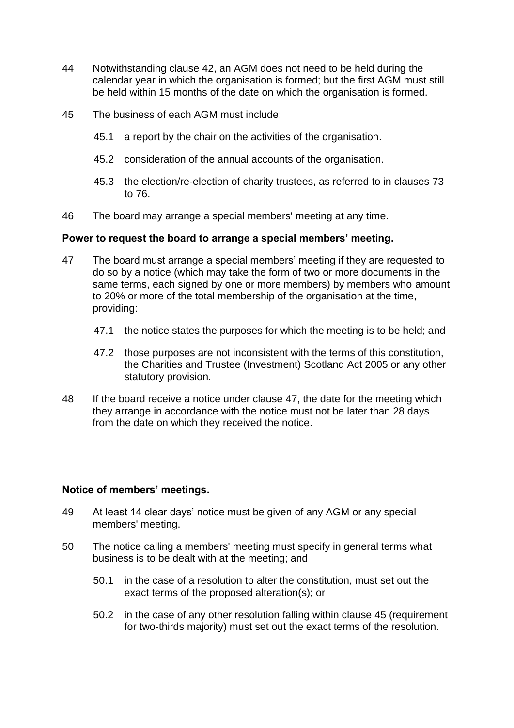44 Notwithstanding clause 42, an AGM does not need to be held during the calendar year in which the organisation is formed; but the first AGM must still be held within 15 months of the date on which the organisation is formed.

45 The business of each AGM must include:

- 45.1 a report by the chair on the activities of the organisation.
- 45.2 consideration of the annual accounts of the organisation.
- 45.3 the election/re-election of charity trustees, as referred to in clauses 73 to 76.

46 The board may arrange a special members' meeting at any time.

**Power to request the board to arrange a special members' meeting.**

47 The board must arrange a special members' meeting if they are requested to do so by a notice (which may take the form of two or more documents in the same terms, each signed by one or more members) by members who amount to 20% or more of the total membership of the organisation at the time, providing:

- 47.1 the notice states the purposes for which the meeting is to be held; and
- 47.2 those purposes are not inconsistent with the terms of this constitution, the Charities and Trustee (Investment) Scotland Act 2005 or any other statutory provision.

48 If the board receive a notice under clause 47, the date for the meeting which they arrange in accordance with the notice must not be later than 28 days from the date on which they received the notice.

**Notice of members' meetings.**

49 At least 14 clear days' notice must be given of any AGM or any special members' meeting.

50 The notice calling a members' meeting must specify in general terms what business is to be dealt with at the meeting; and

- 50.1 in the case of a resolution to alter the constitution, must set out the exact terms of the proposed alteration(s); or
- 50.2 in the case of any other resolution falling within clause 45 (requirement for two-thirds majority) must set out the exact terms of the resolution.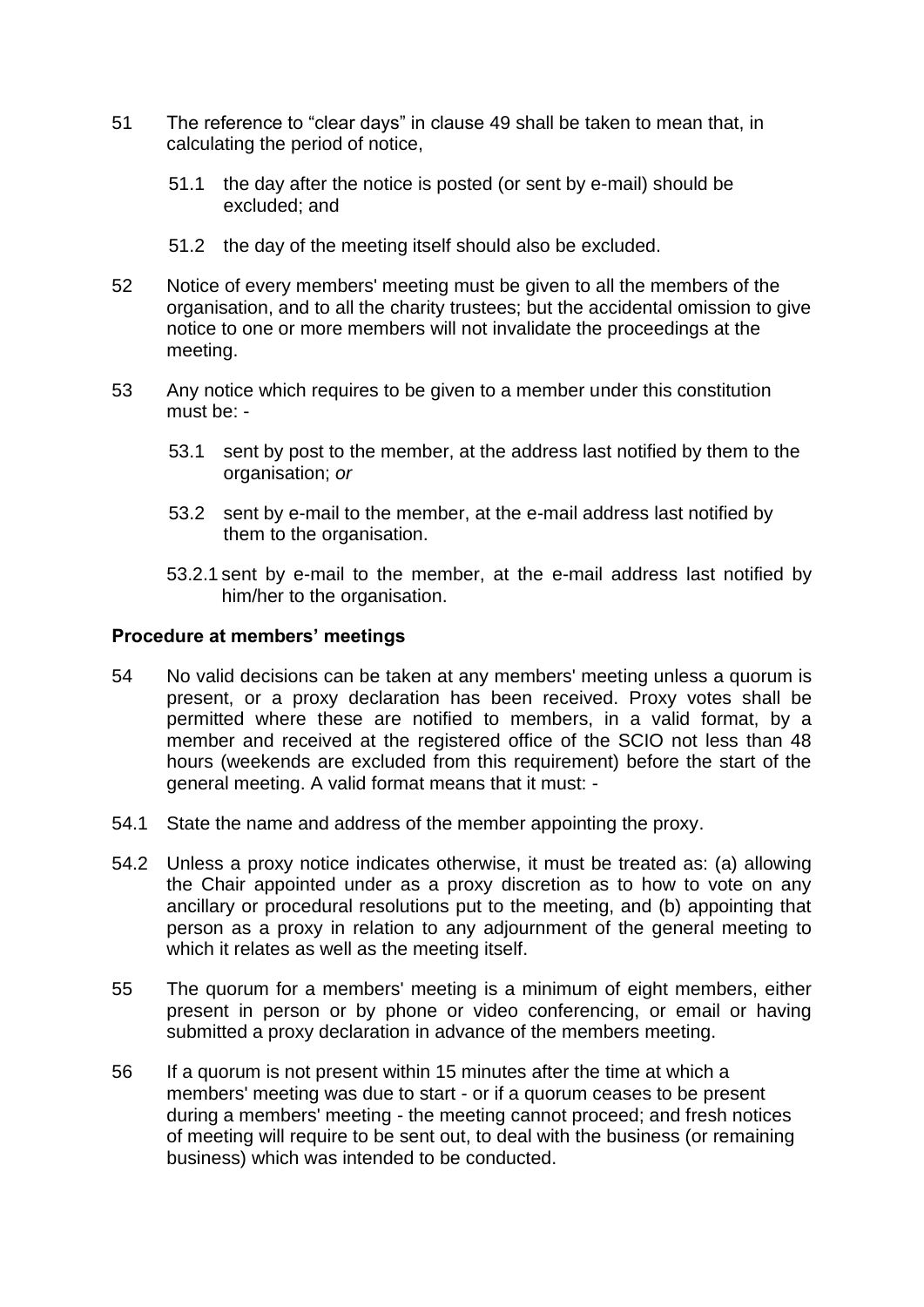51 The reference to "clear days" in clause 49 shall be taken to mean that, in calculating the period of notice,

   51.1 the day after the notice is posted (or sent by e-mail) should be excluded; and

   51.2 the day of the meeting itself should also be excluded.

52 Notice of every members' meeting must be given to all the members of the organisation, and to all the charity trustees; but the accidental omission to give notice to one or more members will not invalidate the proceedings at the meeting.

53 Any notice which requires to be given to a member under this constitution must be: -

   53.1 sent by post to the member, at the address last notified by them to the organisation; *or*

   53.2 sent by e-mail to the member, at the e-mail address last notified by them to the organisation.

   53.2.1 sent by e-mail to the member, at the e-mail address last notified by him/her to the organisation.

**Procedure at members' meetings**

54 No valid decisions can be taken at any members' meeting unless a quorum is present, or a proxy declaration has been received. Proxy votes shall be permitted where these are notified to members, in a valid format, by a member and received at the registered office of the SCIO not less than 48 hours (weekends are excluded from this requirement) before the start of the general meeting. A valid format means that it must: -

54.1 State the name and address of the member appointing the proxy.

54.2 Unless a proxy notice indicates otherwise, it must be treated as: (a) allowing the Chair appointed under as a proxy discretion as to how to vote on any ancillary or procedural resolutions put to the meeting, and (b) appointing that person as a proxy in relation to any adjournment of the general meeting to which it relates as well as the meeting itself.

55 The quorum for a members' meeting is a minimum of eight members, either present in person or by phone or video conferencing, or email or having submitted a proxy declaration in advance of the members meeting.

56 If a quorum is not present within 15 minutes after the time at which a members' meeting was due to start - or if a quorum ceases to be present during a members' meeting - the meeting cannot proceed; and fresh notices of meeting will require to be sent out, to deal with the business (or remaining business) which was intended to be conducted.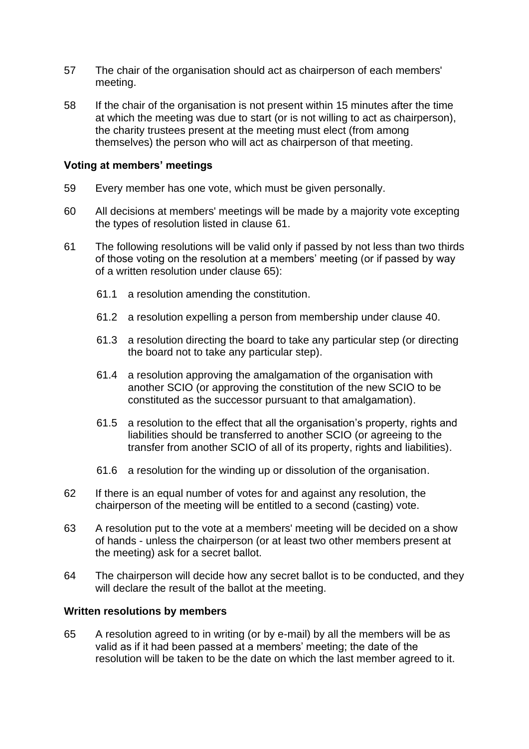57 The chair of the organisation should act as chairperson of each members' meeting.

58 If the chair of the organisation is not present within 15 minutes after the time at which the meeting was due to start (or is not willing to act as chairperson), the charity trustees present at the meeting must elect (from among themselves) the person who will act as chairperson of that meeting.

**Voting at members' meetings**

59 Every member has one vote, which must be given personally.

60 All decisions at members' meetings will be made by a majority vote excepting the types of resolution listed in clause 61.

61 The following resolutions will be valid only if passed by not less than two thirds of those voting on the resolution at a members' meeting (or if passed by way of a written resolution under clause 65):

- 61.1 a resolution amending the constitution.
- 61.2 a resolution expelling a person from membership under clause 40.
- 61.3 a resolution directing the board to take any particular step (or directing the board not to take any particular step).
- 61.4 a resolution approving the amalgamation of the organisation with another SCIO (or approving the constitution of the new SCIO to be constituted as the successor pursuant to that amalgamation).
- 61.5 a resolution to the effect that all the organisation's property, rights and liabilities should be transferred to another SCIO (or agreeing to the transfer from another SCIO of all of its property, rights and liabilities).
- 61.6 a resolution for the winding up or dissolution of the organisation.

62 If there is an equal number of votes for and against any resolution, the chairperson of the meeting will be entitled to a second (casting) vote.

63 A resolution put to the vote at a members' meeting will be decided on a show of hands - unless the chairperson (or at least two other members present at the meeting) ask for a secret ballot.

64 The chairperson will decide how any secret ballot is to be conducted, and they will declare the result of the ballot at the meeting.

**Written resolutions by members**

65 A resolution agreed to in writing (or by e-mail) by all the members will be as valid as if it had been passed at a members' meeting; the date of the resolution will be taken to be the date on which the last member agreed to it.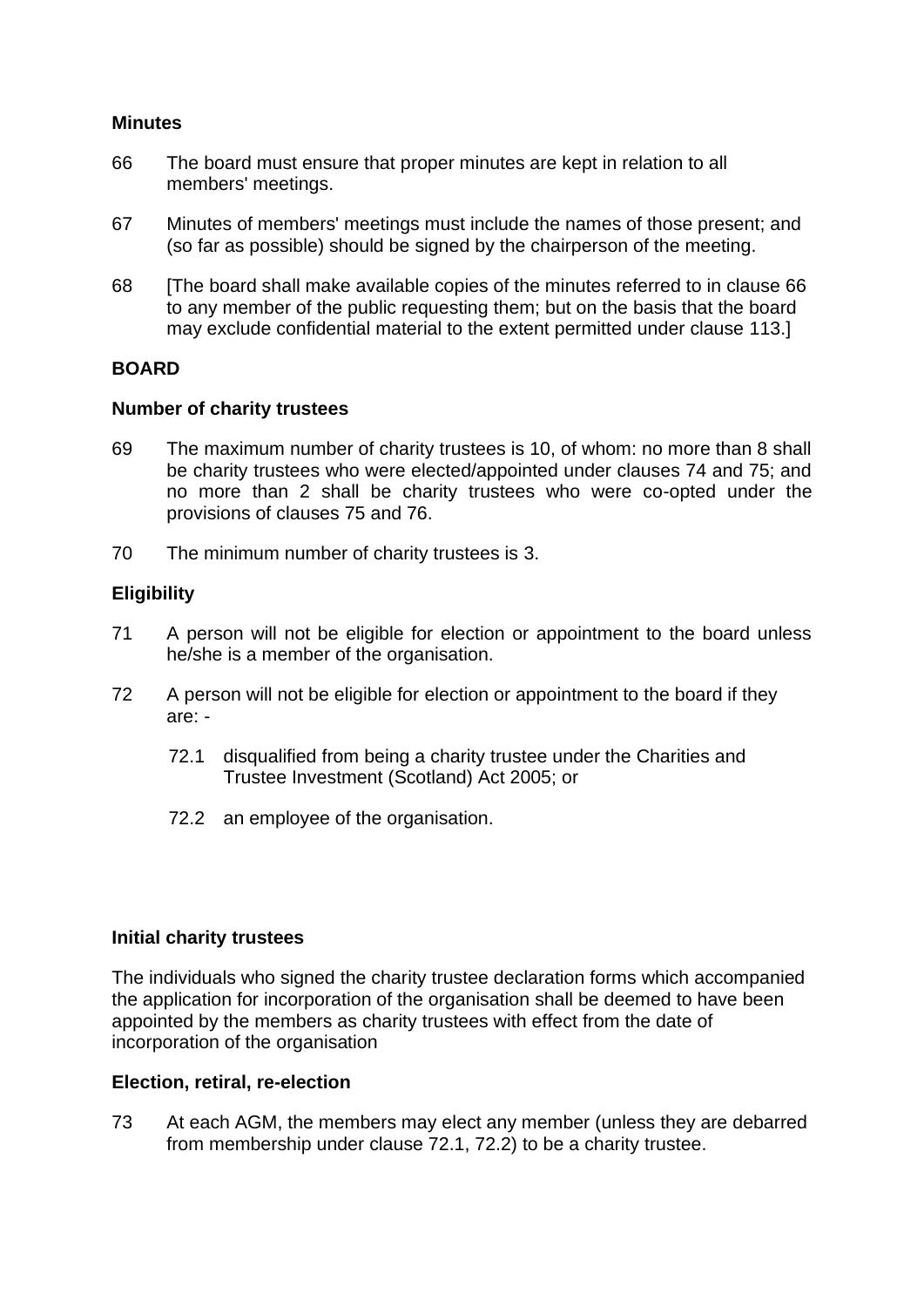**Minutes**

66 The board must ensure that proper minutes are kept in relation to all members' meetings.

67 Minutes of members' meetings must include the names of those present; and (so far as possible) should be signed by the chairperson of the meeting.

68 [The board shall make available copies of the minutes referred to in clause 66 to any member of the public requesting them; but on the basis that the board may exclude confidential material to the extent permitted under clause 113.]

**BOARD**

**Number of charity trustees**

69 The maximum number of charity trustees is 10, of whom: no more than 8 shall be charity trustees who were elected/appointed under clauses 74 and 75; and no more than 2 shall be charity trustees who were co-opted under the provisions of clauses 75 and 76.

70 The minimum number of charity trustees is 3.

**Eligibility**

71 A person will not be eligible for election or appointment to the board unless he/she is a member of the organisation.

72 A person will not be eligible for election or appointment to the board if they are: -

72.1 disqualified from being a charity trustee under the Charities and Trustee Investment (Scotland) Act 2005; or

72.2 an employee of the organisation.

**Initial charity trustees**

The individuals who signed the charity trustee declaration forms which accompanied the application for incorporation of the organisation shall be deemed to have been appointed by the members as charity trustees with effect from the date of incorporation of the organisation

**Election, retiral, re-election**

73 At each AGM, the members may elect any member (unless they are debarred from membership under clause 72.1, 72.2) to be a charity trustee.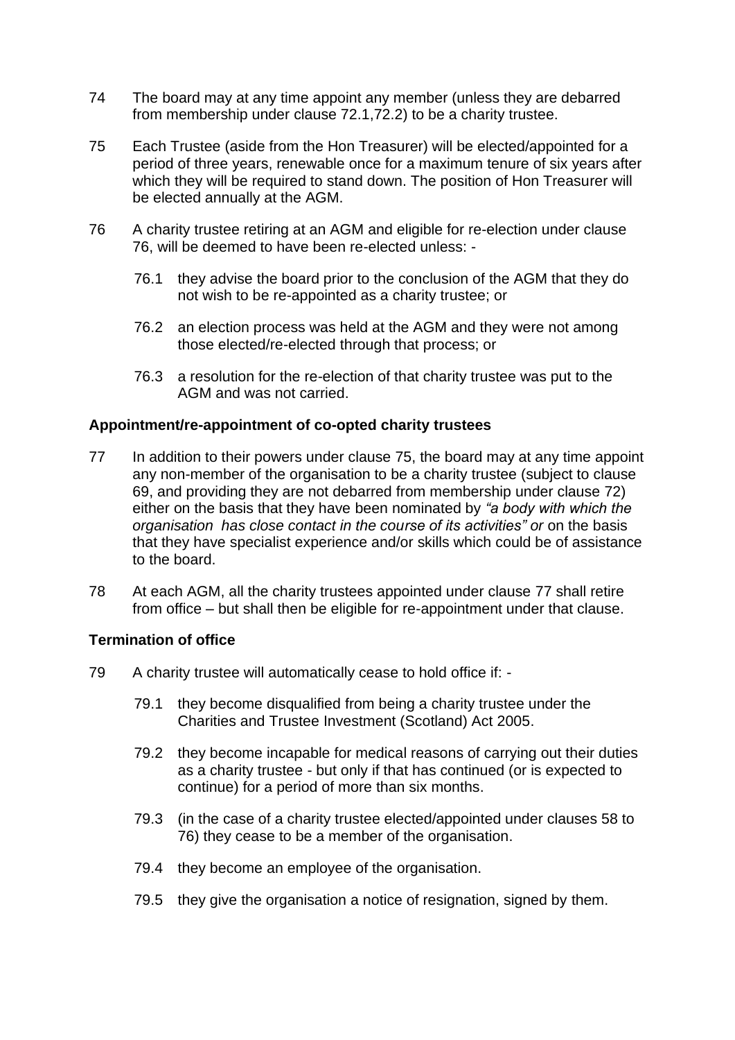74 The board may at any time appoint any member (unless they are debarred from membership under clause 72.1,72.2) to be a charity trustee.

75 Each Trustee (aside from the Hon Treasurer) will be elected/appointed for a period of three years, renewable once for a maximum tenure of six years after which they will be required to stand down. The position of Hon Treasurer will be elected annually at the AGM.

76 A charity trustee retiring at an AGM and eligible for re-election under clause 76, will be deemed to have been re-elected unless: -

  76.1 they advise the board prior to the conclusion of the AGM that they do not wish to be re-appointed as a charity trustee; or

  76.2 an election process was held at the AGM and they were not among those elected/re-elected through that process; or

  76.3 a resolution for the re-election of that charity trustee was put to the AGM and was not carried.

**Appointment/re-appointment of co-opted charity trustees**

77 In addition to their powers under clause 75, the board may at any time appoint any non-member of the organisation to be a charity trustee (subject to clause 69, and providing they are not debarred from membership under clause 72) either on the basis that they have been nominated by *"a body with which the organisation has close contact in the course of its activities" or* on the basis that they have specialist experience and/or skills which could be of assistance to the board.

78 At each AGM, all the charity trustees appointed under clause 77 shall retire from office – but shall then be eligible for re-appointment under that clause.

**Termination of office**

79 A charity trustee will automatically cease to hold office if: -

  79.1 they become disqualified from being a charity trustee under the Charities and Trustee Investment (Scotland) Act 2005.

  79.2 they become incapable for medical reasons of carrying out their duties as a charity trustee - but only if that has continued (or is expected to continue) for a period of more than six months.

  79.3 (in the case of a charity trustee elected/appointed under clauses 58 to 76) they cease to be a member of the organisation.

  79.4 they become an employee of the organisation.

  79.5 they give the organisation a notice of resignation, signed by them.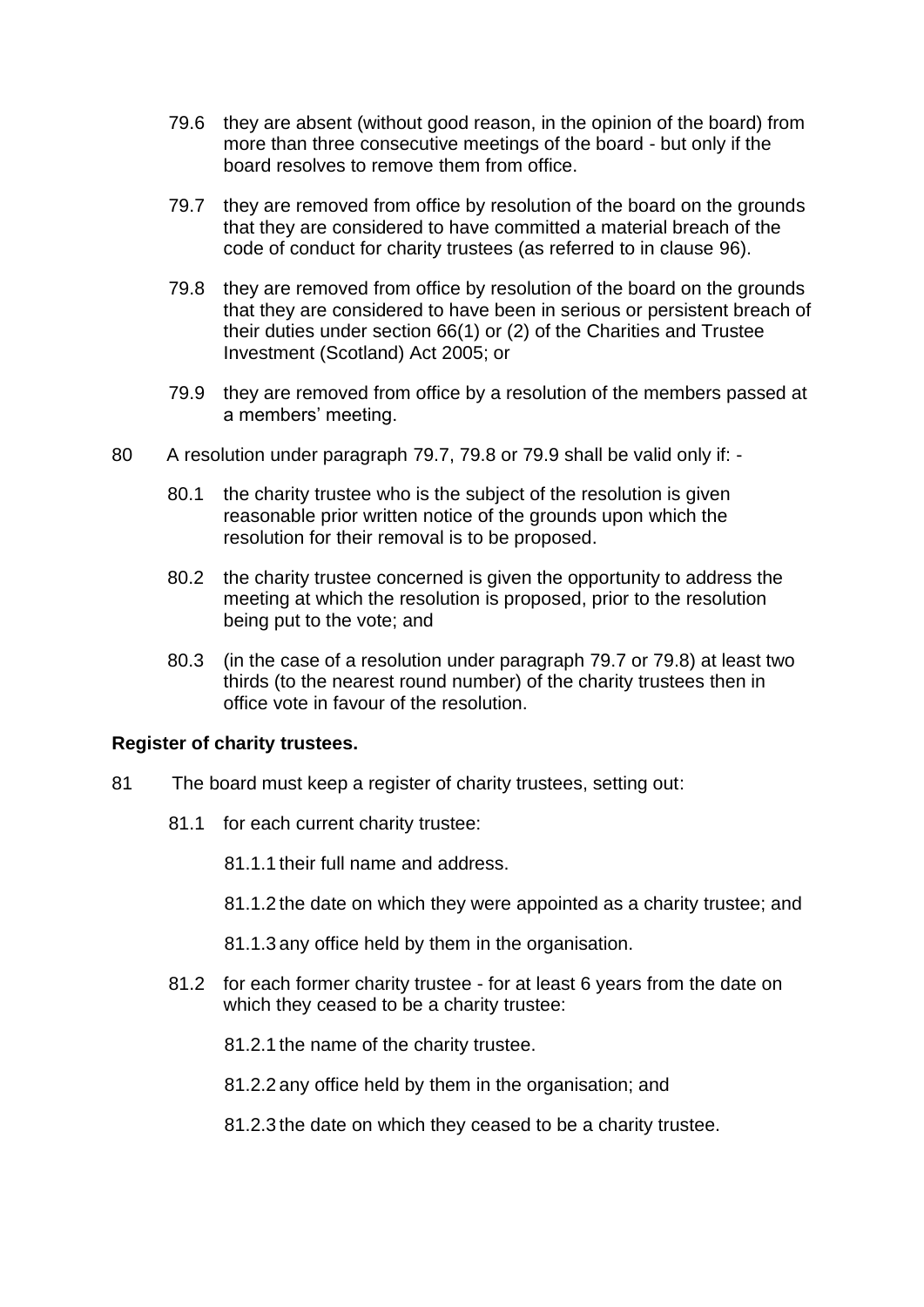79.6 they are absent (without good reason, in the opinion of the board) from more than three consecutive meetings of the board - but only if the board resolves to remove them from office.

79.7 they are removed from office by resolution of the board on the grounds that they are considered to have committed a material breach of the code of conduct for charity trustees (as referred to in clause 96).

79.8 they are removed from office by resolution of the board on the grounds that they are considered to have been in serious or persistent breach of their duties under section 66(1) or (2) of the Charities and Trustee Investment (Scotland) Act 2005; or

79.9 they are removed from office by a resolution of the members passed at a members' meeting.

80 A resolution under paragraph 79.7, 79.8 or 79.9 shall be valid only if: -

80.1 the charity trustee who is the subject of the resolution is given reasonable prior written notice of the grounds upon which the resolution for their removal is to be proposed.

80.2 the charity trustee concerned is given the opportunity to address the meeting at which the resolution is proposed, prior to the resolution being put to the vote; and

80.3 (in the case of a resolution under paragraph 79.7 or 79.8) at least two thirds (to the nearest round number) of the charity trustees then in office vote in favour of the resolution.

**Register of charity trustees.**

81 The board must keep a register of charity trustees, setting out:

81.1 for each current charity trustee:

81.1.1 their full name and address.

81.1.2 the date on which they were appointed as a charity trustee; and

81.1.3 any office held by them in the organisation.

81.2 for each former charity trustee - for at least 6 years from the date on which they ceased to be a charity trustee:

81.2.1 the name of the charity trustee.

81.2.2 any office held by them in the organisation; and

81.2.3 the date on which they ceased to be a charity trustee.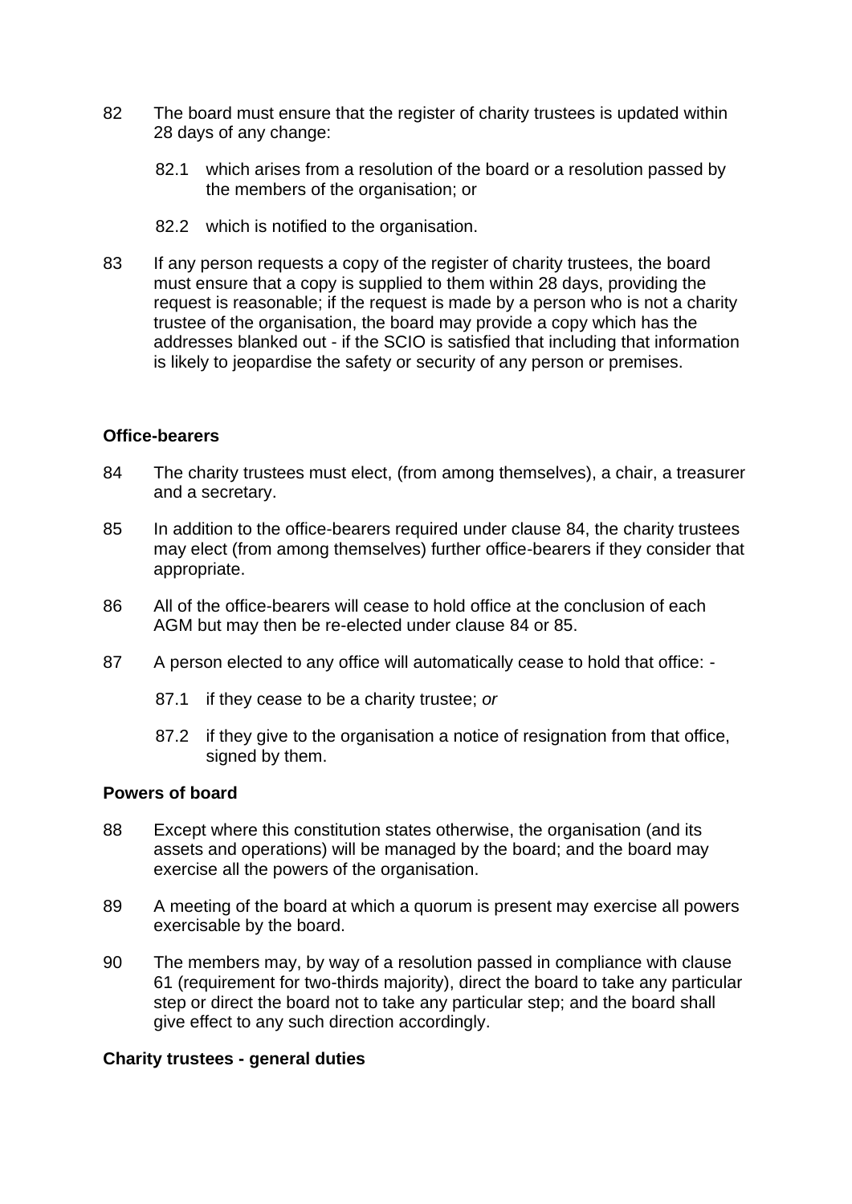82 The board must ensure that the register of charity trustees is updated within 28 days of any change:

  82.1 which arises from a resolution of the board or a resolution passed by the members of the organisation; or

  82.2 which is notified to the organisation.

83 If any person requests a copy of the register of charity trustees, the board must ensure that a copy is supplied to them within 28 days, providing the request is reasonable; if the request is made by a person who is not a charity trustee of the organisation, the board may provide a copy which has the addresses blanked out - if the SCIO is satisfied that including that information is likely to jeopardise the safety or security of any person or premises.

**Office-bearers**

84 The charity trustees must elect, (from among themselves), a chair, a treasurer and a secretary.

85 In addition to the office-bearers required under clause 84, the charity trustees may elect (from among themselves) further office-bearers if they consider that appropriate.

86 All of the office-bearers will cease to hold office at the conclusion of each AGM but may then be re-elected under clause 84 or 85.

87 A person elected to any office will automatically cease to hold that office: -

  87.1 if they cease to be a charity trustee; *or*

  87.2 if they give to the organisation a notice of resignation from that office, signed by them.

**Powers of board**

88 Except where this constitution states otherwise, the organisation (and its assets and operations) will be managed by the board; and the board may exercise all the powers of the organisation.

89 A meeting of the board at which a quorum is present may exercise all powers exercisable by the board.

90 The members may, by way of a resolution passed in compliance with clause 61 (requirement for two-thirds majority), direct the board to take any particular step or direct the board not to take any particular step; and the board shall give effect to any such direction accordingly.

**Charity trustees - general duties**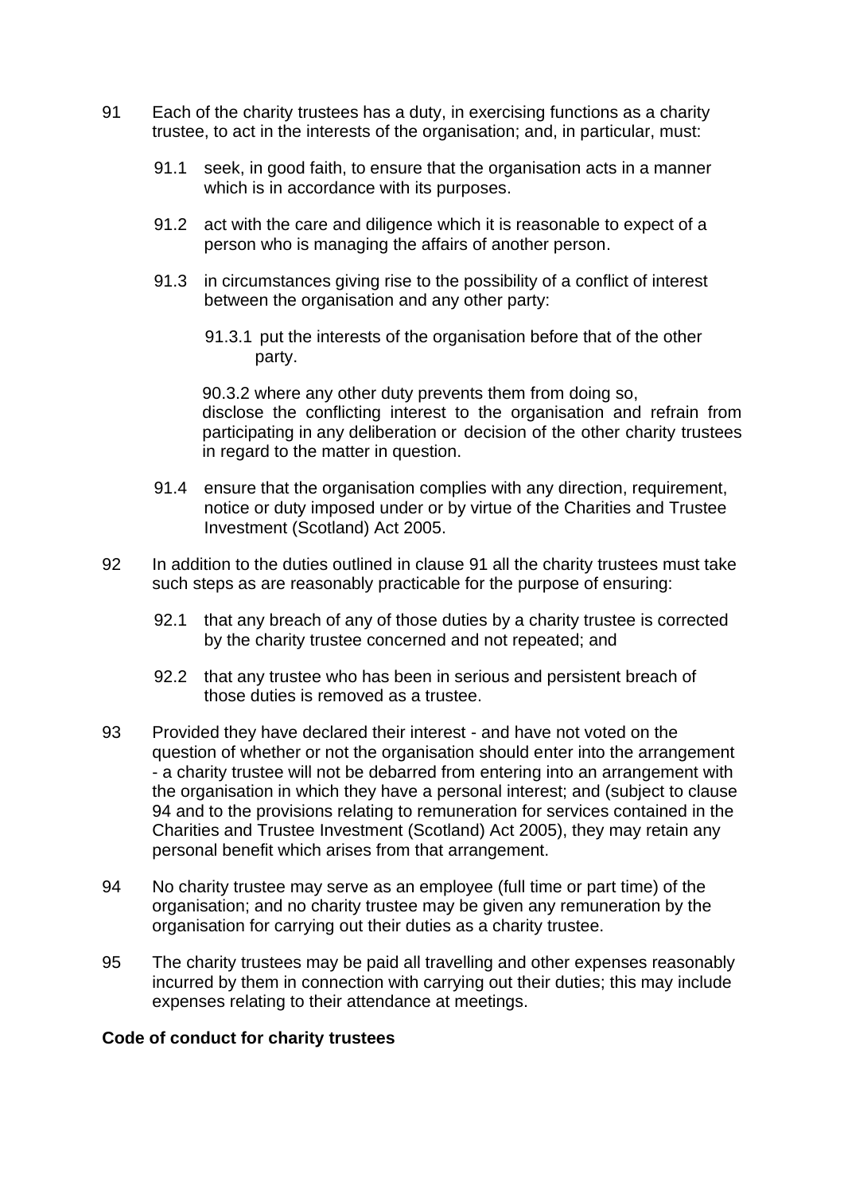91 Each of the charity trustees has a duty, in exercising functions as a charity trustee, to act in the interests of the organisation; and, in particular, must:

   91.1 seek, in good faith, to ensure that the organisation acts in a manner which is in accordance with its purposes.

   91.2 act with the care and diligence which it is reasonable to expect of a person who is managing the affairs of another person.

   91.3 in circumstances giving rise to the possibility of a conflict of interest between the organisation and any other party:

      91.3.1 put the interests of the organisation before that of the other party.

      90.3.2 where any other duty prevents them from doing so, disclose the conflicting interest to the organisation and refrain from participating in any deliberation or decision of the other charity trustees in regard to the matter in question.

   91.4 ensure that the organisation complies with any direction, requirement, notice or duty imposed under or by virtue of the Charities and Trustee Investment (Scotland) Act 2005.

92 In addition to the duties outlined in clause 91 all the charity trustees must take such steps as are reasonably practicable for the purpose of ensuring:

   92.1 that any breach of any of those duties by a charity trustee is corrected by the charity trustee concerned and not repeated; and

   92.2 that any trustee who has been in serious and persistent breach of those duties is removed as a trustee.

93 Provided they have declared their interest - and have not voted on the question of whether or not the organisation should enter into the arrangement - a charity trustee will not be debarred from entering into an arrangement with the organisation in which they have a personal interest; and (subject to clause 94 and to the provisions relating to remuneration for services contained in the Charities and Trustee Investment (Scotland) Act 2005), they may retain any personal benefit which arises from that arrangement.

94 No charity trustee may serve as an employee (full time or part time) of the organisation; and no charity trustee may be given any remuneration by the organisation for carrying out their duties as a charity trustee.

95 The charity trustees may be paid all travelling and other expenses reasonably incurred by them in connection with carrying out their duties; this may include expenses relating to their attendance at meetings.

**Code of conduct for charity trustees**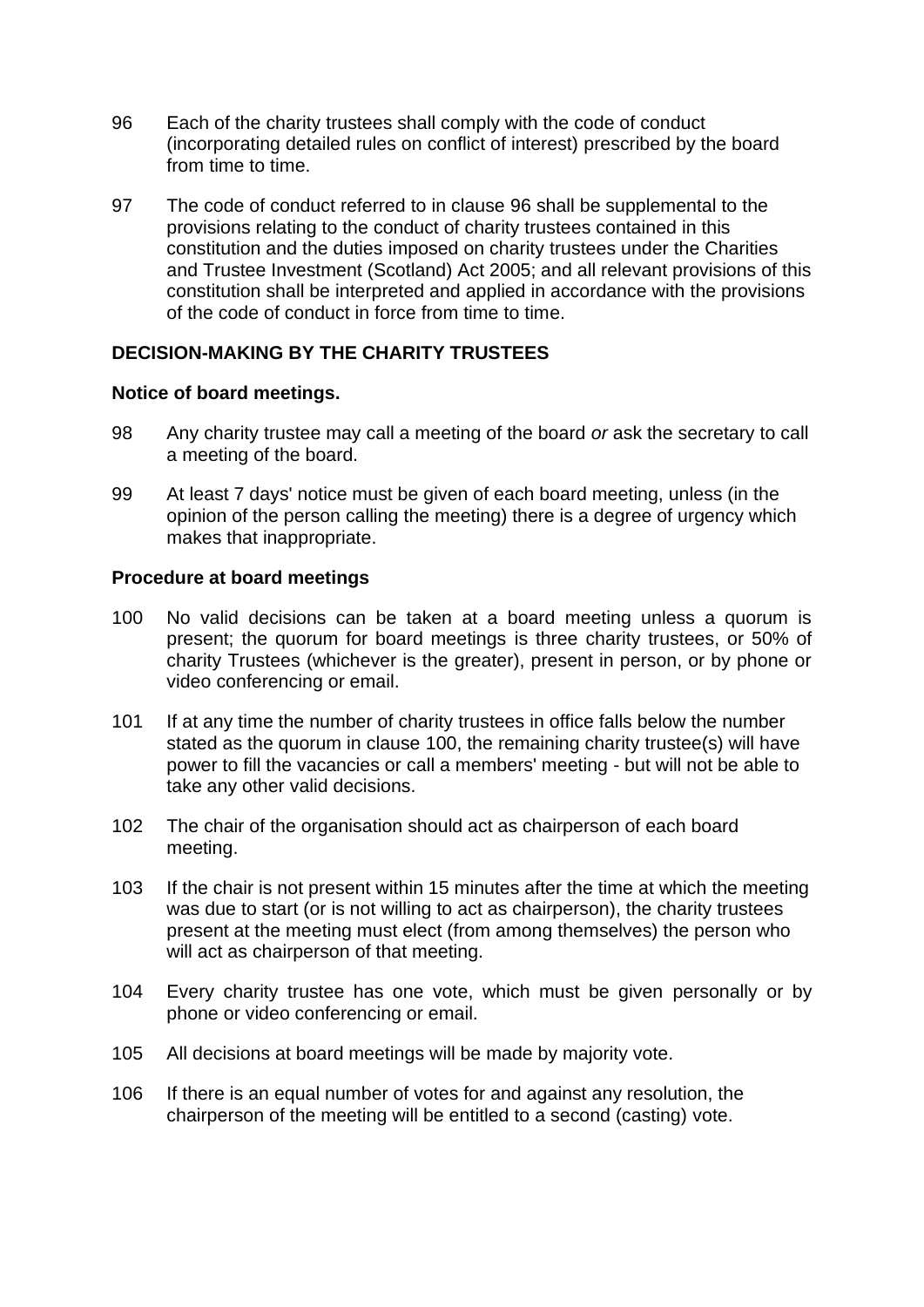96 Each of the charity trustees shall comply with the code of conduct (incorporating detailed rules on conflict of interest) prescribed by the board from time to time.

97 The code of conduct referred to in clause 96 shall be supplemental to the provisions relating to the conduct of charity trustees contained in this constitution and the duties imposed on charity trustees under the Charities and Trustee Investment (Scotland) Act 2005; and all relevant provisions of this constitution shall be interpreted and applied in accordance with the provisions of the code of conduct in force from time to time.

## DECISION-MAKING BY THE CHARITY TRUSTEES

### Notice of board meetings.

98 Any charity trustee may call a meeting of the board *or* ask the secretary to call a meeting of the board.

99 At least 7 days' notice must be given of each board meeting, unless (in the opinion of the person calling the meeting) there is a degree of urgency which makes that inappropriate.

### Procedure at board meetings

100 No valid decisions can be taken at a board meeting unless a quorum is present; the quorum for board meetings is three charity trustees, or 50% of charity Trustees (whichever is the greater), present in person, or by phone or video conferencing or email.

101 If at any time the number of charity trustees in office falls below the number stated as the quorum in clause 100, the remaining charity trustee(s) will have power to fill the vacancies or call a members' meeting - but will not be able to take any other valid decisions.

102 The chair of the organisation should act as chairperson of each board meeting.

103 If the chair is not present within 15 minutes after the time at which the meeting was due to start (or is not willing to act as chairperson), the charity trustees present at the meeting must elect (from among themselves) the person who will act as chairperson of that meeting.

104 Every charity trustee has one vote, which must be given personally or by phone or video conferencing or email.

105 All decisions at board meetings will be made by majority vote.

106 If there is an equal number of votes for and against any resolution, the chairperson of the meeting will be entitled to a second (casting) vote.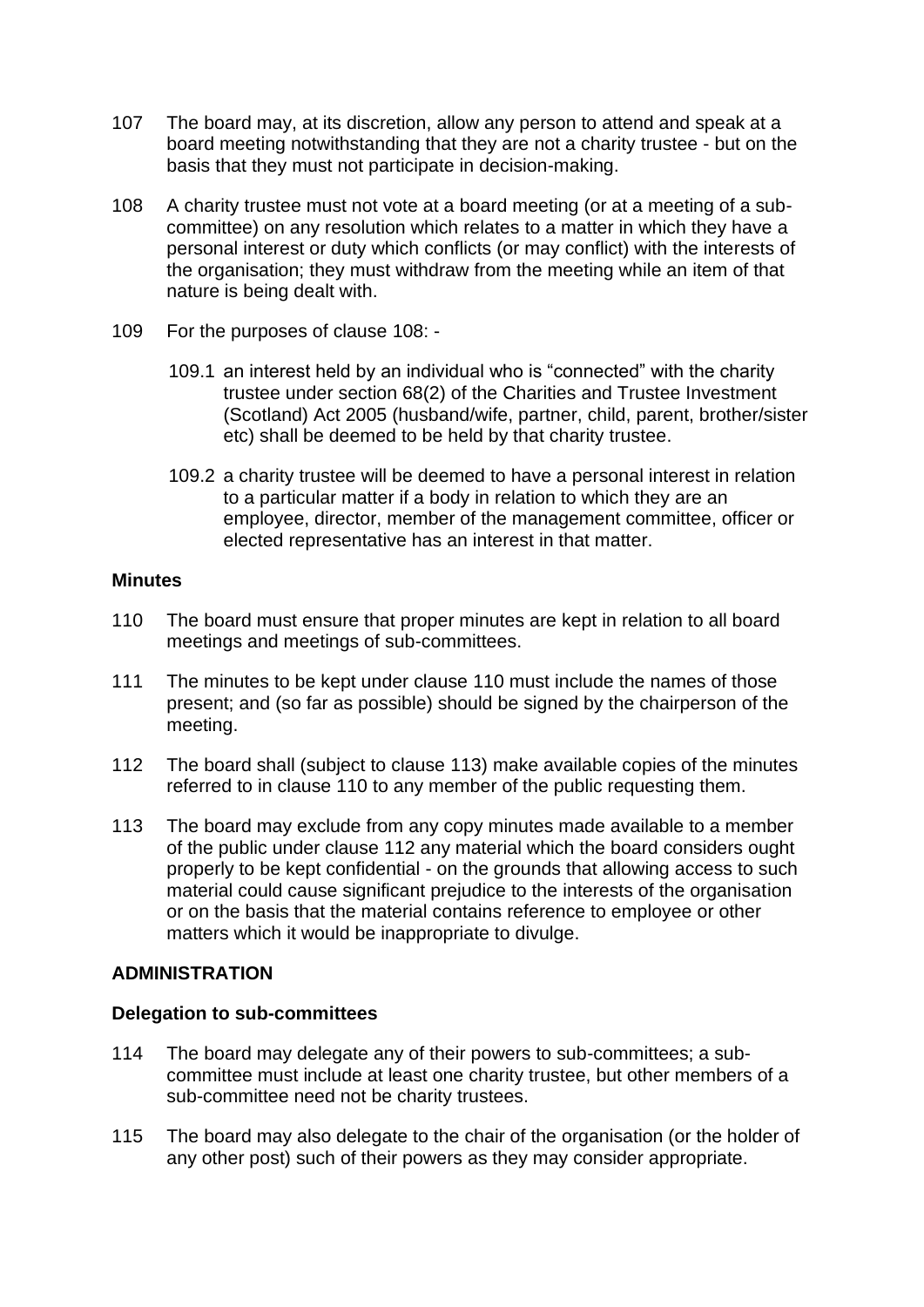107 The board may, at its discretion, allow any person to attend and speak at a board meeting notwithstanding that they are not a charity trustee - but on the basis that they must not participate in decision-making.

108 A charity trustee must not vote at a board meeting (or at a meeting of a sub-committee) on any resolution which relates to a matter in which they have a personal interest or duty which conflicts (or may conflict) with the interests of the organisation; they must withdraw from the meeting while an item of that nature is being dealt with.

109 For the purposes of clause 108: -

109.1 an interest held by an individual who is "connected" with the charity trustee under section 68(2) of the Charities and Trustee Investment (Scotland) Act 2005 (husband/wife, partner, child, parent, brother/sister etc) shall be deemed to be held by that charity trustee.

109.2 a charity trustee will be deemed to have a personal interest in relation to a particular matter if a body in relation to which they are an employee, director, member of the management committee, officer or elected representative has an interest in that matter.

**Minutes**

110 The board must ensure that proper minutes are kept in relation to all board meetings and meetings of sub-committees.

111 The minutes to be kept under clause 110 must include the names of those present; and (so far as possible) should be signed by the chairperson of the meeting.

112 The board shall (subject to clause 113) make available copies of the minutes referred to in clause 110 to any member of the public requesting them.

113 The board may exclude from any copy minutes made available to a member of the public under clause 112 any material which the board considers ought properly to be kept confidential - on the grounds that allowing access to such material could cause significant prejudice to the interests of the organisation or on the basis that the material contains reference to employee or other matters which it would be inappropriate to divulge.

**ADMINISTRATION**

**Delegation to sub-committees**

114 The board may delegate any of their powers to sub-committees; a sub-committee must include at least one charity trustee, but other members of a sub-committee need not be charity trustees.

115 The board may also delegate to the chair of the organisation (or the holder of any other post) such of their powers as they may consider appropriate.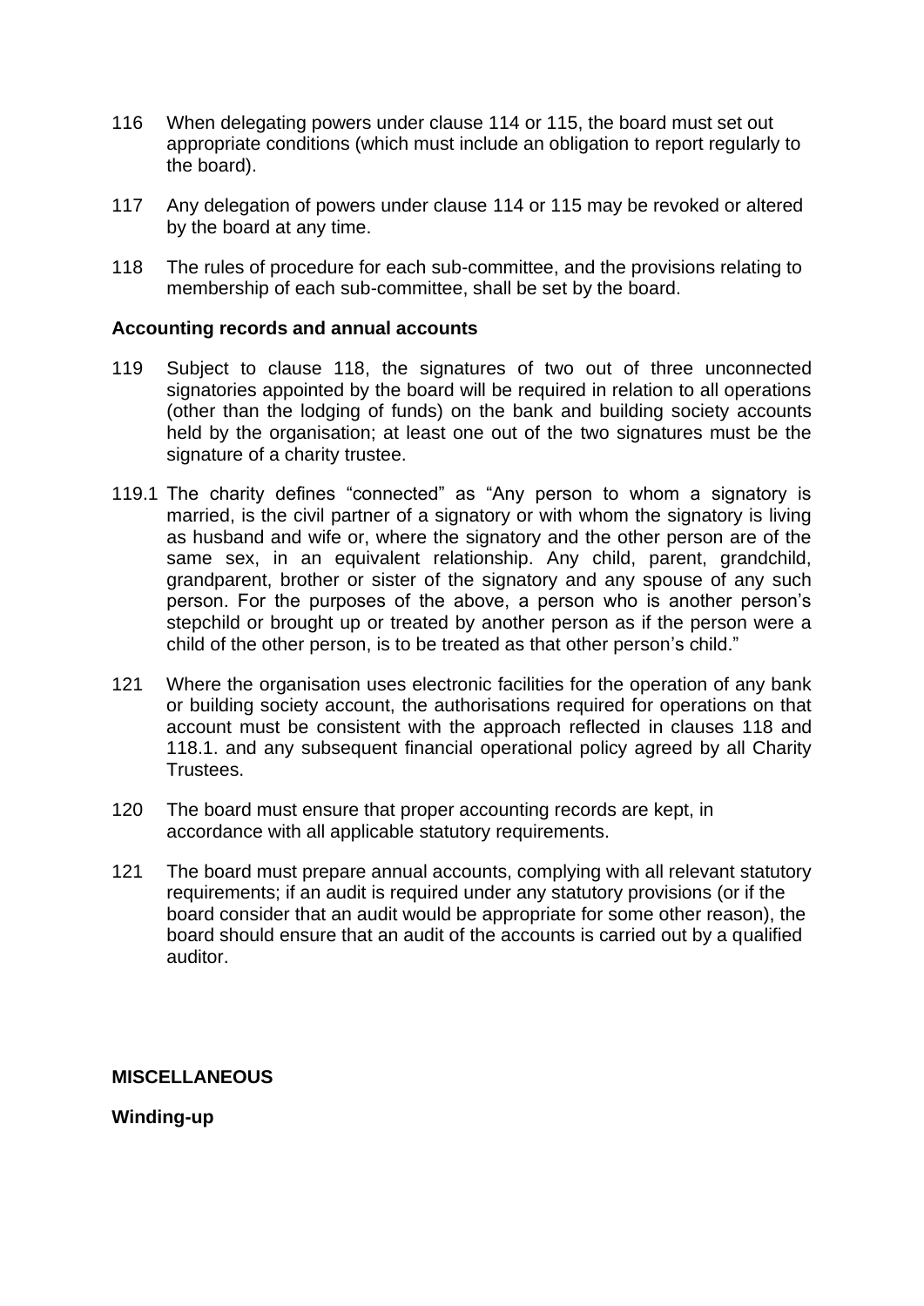116 When delegating powers under clause 114 or 115, the board must set out appropriate conditions (which must include an obligation to report regularly to the board).

117 Any delegation of powers under clause 114 or 115 may be revoked or altered by the board at any time.

118 The rules of procedure for each sub-committee, and the provisions relating to membership of each sub-committee, shall be set by the board.

**Accounting records and annual accounts**

119 Subject to clause 118, the signatures of two out of three unconnected signatories appointed by the board will be required in relation to all operations (other than the lodging of funds) on the bank and building society accounts held by the organisation; at least one out of the two signatures must be the signature of a charity trustee.

119.1 The charity defines "connected" as "Any person to whom a signatory is married, is the civil partner of a signatory or with whom the signatory is living as husband and wife or, where the signatory and the other person are of the same sex, in an equivalent relationship. Any child, parent, grandchild, grandparent, brother or sister of the signatory and any spouse of any such person. For the purposes of the above, a person who is another person's stepchild or brought up or treated by another person as if the person were a child of the other person, is to be treated as that other person's child."

121 Where the organisation uses electronic facilities for the operation of any bank or building society account, the authorisations required for operations on that account must be consistent with the approach reflected in clauses 118 and 118.1. and any subsequent financial operational policy agreed by all Charity Trustees.

120 The board must ensure that proper accounting records are kept, in accordance with all applicable statutory requirements.

121 The board must prepare annual accounts, complying with all relevant statutory requirements; if an audit is required under any statutory provisions (or if the board consider that an audit would be appropriate for some other reason), the board should ensure that an audit of the accounts is carried out by a qualified auditor.

**MISCELLANEOUS**

**Winding-up**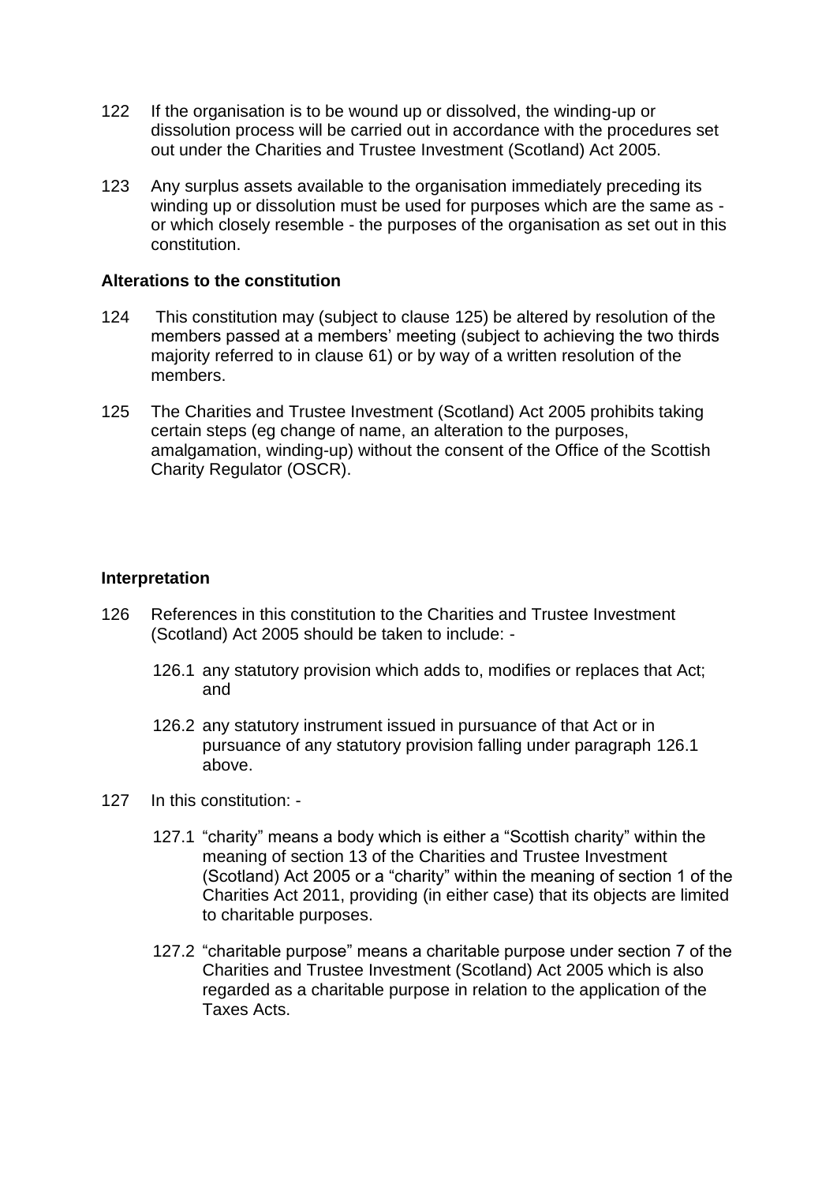122 If the organisation is to be wound up or dissolved, the winding-up or dissolution process will be carried out in accordance with the procedures set out under the Charities and Trustee Investment (Scotland) Act 2005.

123 Any surplus assets available to the organisation immediately preceding its winding up or dissolution must be used for purposes which are the same as - or which closely resemble - the purposes of the organisation as set out in this constitution.

**Alterations to the constitution**

124 This constitution may (subject to clause 125) be altered by resolution of the members passed at a members' meeting (subject to achieving the two thirds majority referred to in clause 61) or by way of a written resolution of the members.

125 The Charities and Trustee Investment (Scotland) Act 2005 prohibits taking certain steps (eg change of name, an alteration to the purposes, amalgamation, winding-up) without the consent of the Office of the Scottish Charity Regulator (OSCR).

**Interpretation**

126 References in this constitution to the Charities and Trustee Investment (Scotland) Act 2005 should be taken to include: -

126.1 any statutory provision which adds to, modifies or replaces that Act; and

126.2 any statutory instrument issued in pursuance of that Act or in pursuance of any statutory provision falling under paragraph 126.1 above.

127 In this constitution: -

127.1 "charity" means a body which is either a "Scottish charity" within the meaning of section 13 of the Charities and Trustee Investment (Scotland) Act 2005 or a "charity" within the meaning of section 1 of the Charities Act 2011, providing (in either case) that its objects are limited to charitable purposes.

127.2 "charitable purpose" means a charitable purpose under section 7 of the Charities and Trustee Investment (Scotland) Act 2005 which is also regarded as a charitable purpose in relation to the application of the Taxes Acts.